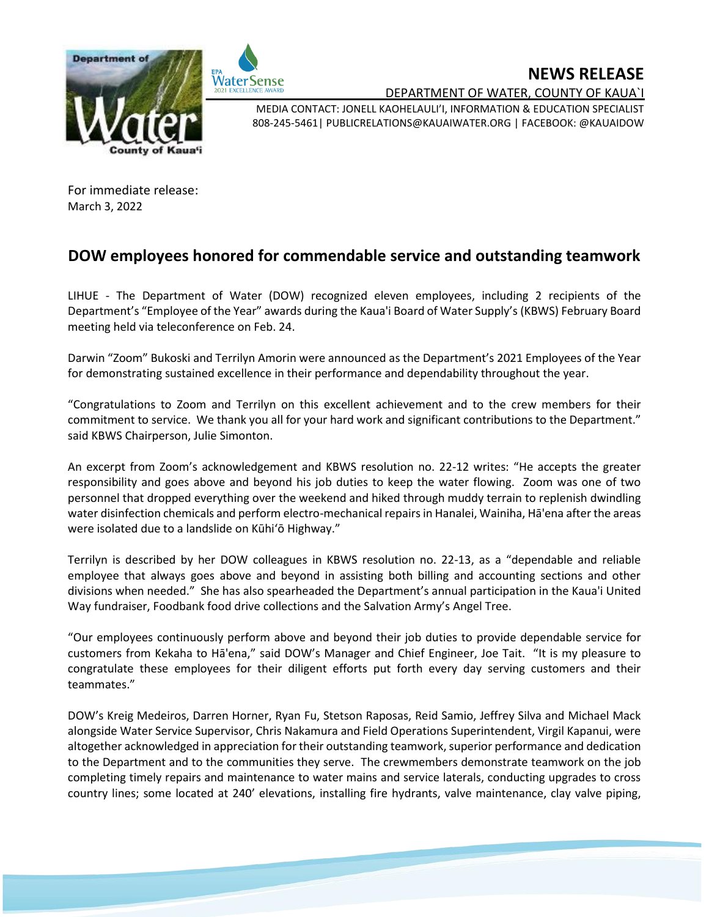# NEWS RELEASE

DEPARTMENT OF WATER, COUNTY OF KAUA`I

MEDIA CONTACT: JONELL KAOHELAULI'I, INFORMATION & EDUCATION SPECIALIST
808-245-5461| PUBLICRELATIONS@KAUAIWATER.ORG | FACEBOOK: @KAUAIDOW

For immediate release:
March 3, 2022

## DOW employees honored for commendable service and outstanding teamwork

LIHUE - The Department of Water (DOW) recognized eleven employees, including 2 recipients of the Department's "Employee of the Year" awards during the Kaua'i Board of Water Supply's (KBWS) February Board meeting held via teleconference on Feb. 24.

Darwin "Zoom" Bukoski and Terrilyn Amorin were announced as the Department's 2021 Employees of the Year for demonstrating sustained excellence in their performance and dependability throughout the year.

"Congratulations to Zoom and Terrilyn on this excellent achievement and to the crew members for their commitment to service. We thank you all for your hard work and significant contributions to the Department." said KBWS Chairperson, Julie Simonton.

An excerpt from Zoom's acknowledgement and KBWS resolution no. 22-12 writes: "He accepts the greater responsibility and goes above and beyond his job duties to keep the water flowing. Zoom was one of two personnel that dropped everything over the weekend and hiked through muddy terrain to replenish dwindling water disinfection chemicals and perform electro-mechanical repairs in Hanalei, Wainiha, Hā'ena after the areas were isolated due to a landslide on Kūhi'ō Highway."

Terrilyn is described by her DOW colleagues in KBWS resolution no. 22-13, as a "dependable and reliable employee that always goes above and beyond in assisting both billing and accounting sections and other divisions when needed." She has also spearheaded the Department's annual participation in the Kaua'i United Way fundraiser, Foodbank food drive collections and the Salvation Army's Angel Tree.

"Our employees continuously perform above and beyond their job duties to provide dependable service for customers from Kekaha to Hā'ena," said DOW's Manager and Chief Engineer, Joe Tait. "It is my pleasure to congratulate these employees for their diligent efforts put forth every day serving customers and their teammates."

DOW's Kreig Medeiros, Darren Horner, Ryan Fu, Stetson Raposas, Reid Samio, Jeffrey Silva and Michael Mack alongside Water Service Supervisor, Chris Nakamura and Field Operations Superintendent, Virgil Kapanui, were altogether acknowledged in appreciation for their outstanding teamwork, superior performance and dedication to the Department and to the communities they serve. The crewmembers demonstrate teamwork on the job completing timely repairs and maintenance to water mains and service laterals, conducting upgrades to cross country lines; some located at 240' elevations, installing fire hydrants, valve maintenance, clay valve piping,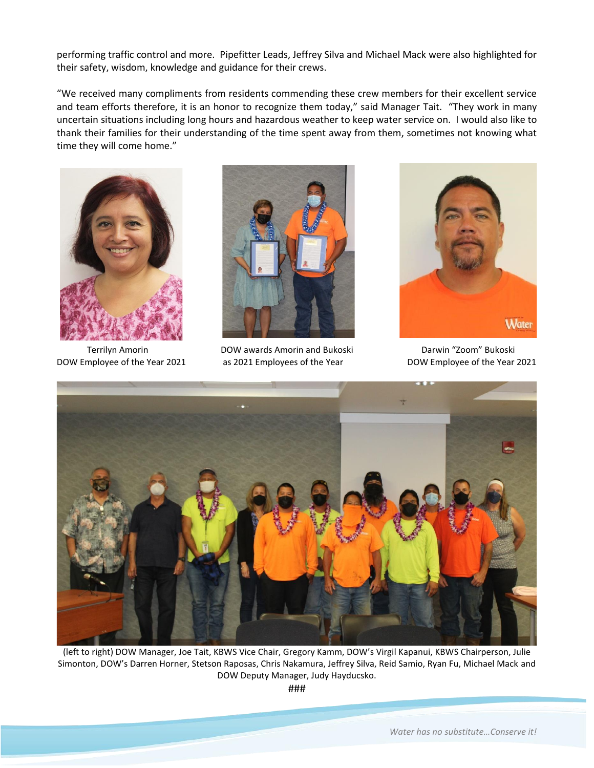performing traffic control and more. Pipefitter Leads, Jeffrey Silva and Michael Mack were also highlighted for their safety, wisdom, knowledge and guidance for their crews.

"We received many compliments from residents commending these crew members for their excellent service and team efforts therefore, it is an honor to recognize them today," said Manager Tait. "They work in many uncertain situations including long hours and hazardous weather to keep water service on. I would also like to thank their families for their understanding of the time spent away from them, sometimes not knowing what time they will come home."

Terrilyn Amorin
DOW Employee of the Year 2021

DOW awards Amorin and Bukoski
as 2021 Employees of the Year

Darwin "Zoom" Bukoski
DOW Employee of the Year 2021

(left to right) DOW Manager, Joe Tait, KBWS Vice Chair, Gregory Kamm, DOW's Virgil Kapanui, KBWS Chairperson, Julie Simonton, DOW's Darren Horner, Stetson Raposas, Chris Nakamura, Jeffrey Silva, Reid Samio, Ryan Fu, Michael Mack and DOW Deputy Manager, Judy Hayducsko.

###

*Water has no substitute…Conserve it!*